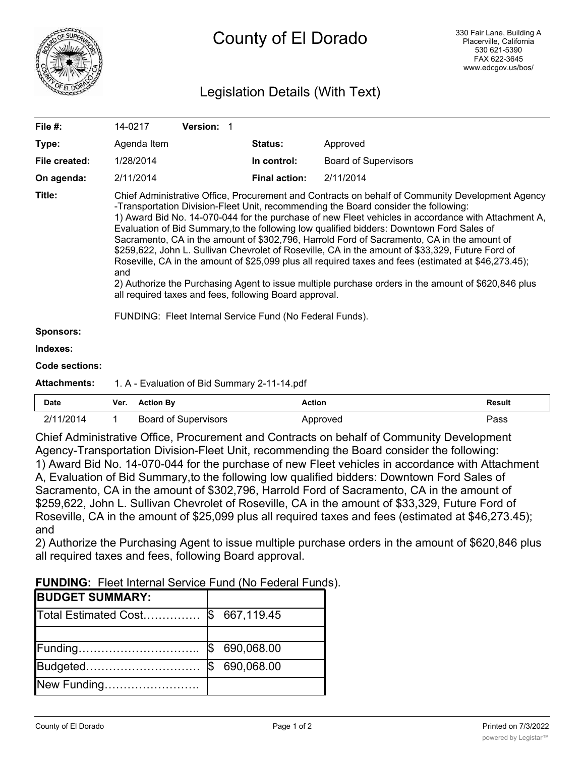# County of El Dorado

330 Fair Lane, Building A
Placerville, California
530 621-5390
FAX 622-3645
www.edcgov.us/bos/

## Legislation Details (With Text)

| | | | |
|---|---|---|---|
| **File #:** | 14-0217 **Version:** 1 | | |
| **Type:** | Agenda Item | **Status:** | Approved |
| **File created:** | 1/28/2014 | **In control:** | Board of Supervisors |
| **On agenda:** | 2/11/2014 | **Final action:** | 2/11/2014 |

**Title:** Chief Administrative Office, Procurement and Contracts on behalf of Community Development Agency -Transportation Division-Fleet Unit, recommending the Board consider the following:
1) Award Bid No. 14-070-044 for the purchase of new Fleet vehicles in accordance with Attachment A, Evaluation of Bid Summary,to the following low qualified bidders: Downtown Ford Sales of Sacramento, CA in the amount of $302,796, Harrold Ford of Sacramento, CA in the amount of $259,622, John L. Sullivan Chevrolet of Roseville, CA in the amount of $33,329, Future Ford of Roseville, CA in the amount of $25,099 plus all required taxes and fees (estimated at $46,273.45); and
2) Authorize the Purchasing Agent to issue multiple purchase orders in the amount of $620,846 plus all required taxes and fees, following Board approval.

FUNDING: Fleet Internal Service Fund (No Federal Funds).

**Sponsors:**

**Indexes:**

**Code sections:**

**Attachments:** 1. A - Evaluation of Bid Summary 2-11-14.pdf

| Date | Ver. | Action By | Action | Result |
|---|---|---|---|---|
| 2/11/2014 | 1 | Board of Supervisors | Approved | Pass |

Chief Administrative Office, Procurement and Contracts on behalf of Community Development Agency-Transportation Division-Fleet Unit, recommending the Board consider the following:
1) Award Bid No. 14-070-044 for the purchase of new Fleet vehicles in accordance with Attachment A, Evaluation of Bid Summary,to the following low qualified bidders: Downtown Ford Sales of Sacramento, CA in the amount of $302,796, Harrold Ford of Sacramento, CA in the amount of $259,622, John L. Sullivan Chevrolet of Roseville, CA in the amount of $33,329, Future Ford of Roseville, CA in the amount of $25,099 plus all required taxes and fees (estimated at $46,273.45); and
2) Authorize the Purchasing Agent to issue multiple purchase orders in the amount of $620,846 plus all required taxes and fees, following Board approval.

**FUNDING:** Fleet Internal Service Fund (No Federal Funds).

| **BUDGET SUMMARY:** | |
|---|---|
| Total Estimated Cost…………… | $ 667,119.45 |
| | |
| Funding………………………….. | $ 690,068.00 |
| Budgeted………………………… | $ 690,068.00 |
| New Funding……………………. | |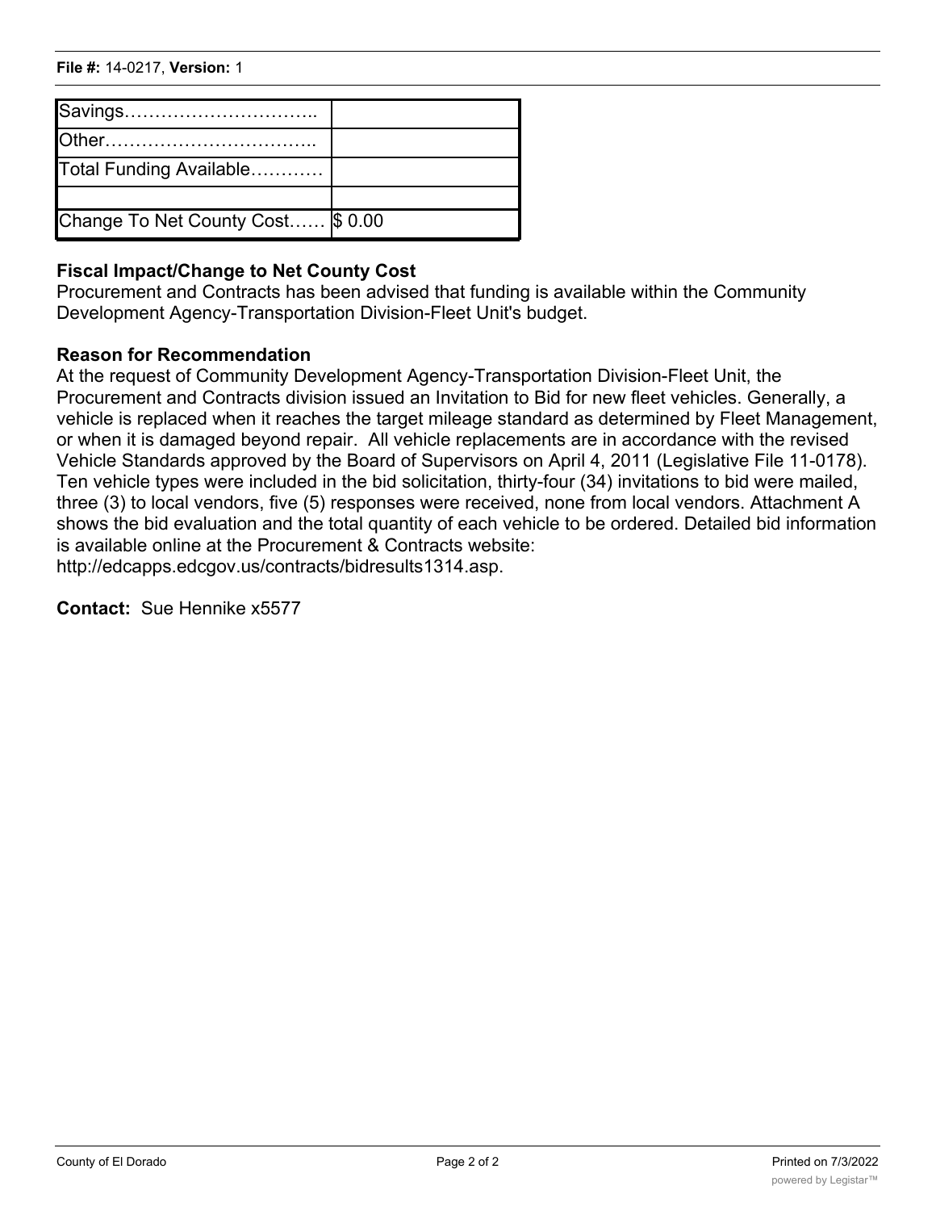| | |
|---|---|
| Savings………………………….. | |
| Other…………………………….. | |
| Total Funding Available………… | |
| | |
| Change To Net County Cost…… | $ 0.00 |

**Fiscal Impact/Change to Net County Cost**
Procurement and Contracts has been advised that funding is available within the Community Development Agency-Transportation Division-Fleet Unit's budget.

**Reason for Recommendation**
At the request of Community Development Agency-Transportation Division-Fleet Unit, the Procurement and Contracts division issued an Invitation to Bid for new fleet vehicles. Generally, a vehicle is replaced when it reaches the target mileage standard as determined by Fleet Management, or when it is damaged beyond repair. All vehicle replacements are in accordance with the revised Vehicle Standards approved by the Board of Supervisors on April 4, 2011 (Legislative File 11-0178). Ten vehicle types were included in the bid solicitation, thirty-four (34) invitations to bid were mailed, three (3) to local vendors, five (5) responses were received, none from local vendors. Attachment A shows the bid evaluation and the total quantity of each vehicle to be ordered. Detailed bid information is available online at the Procurement & Contracts website: http://edcapps.edcgov.us/contracts/bidresults1314.asp.

**Contact:** Sue Hennike x5577